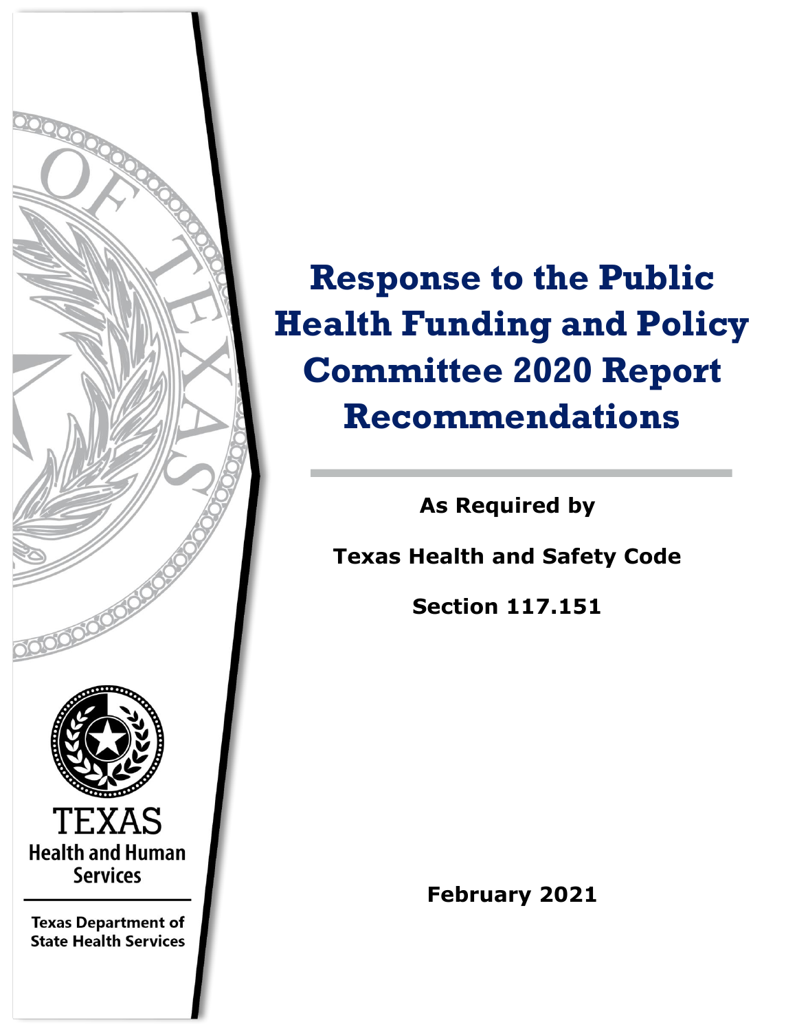# Response to the Public Health Funding and Policy Committee 2020 Report Recommendations

**As Required by**

**Texas Health and Safety Code**

**Section 117.151**

**February 2021**

TEXAS
Health and Human Services

Texas Department of State Health Services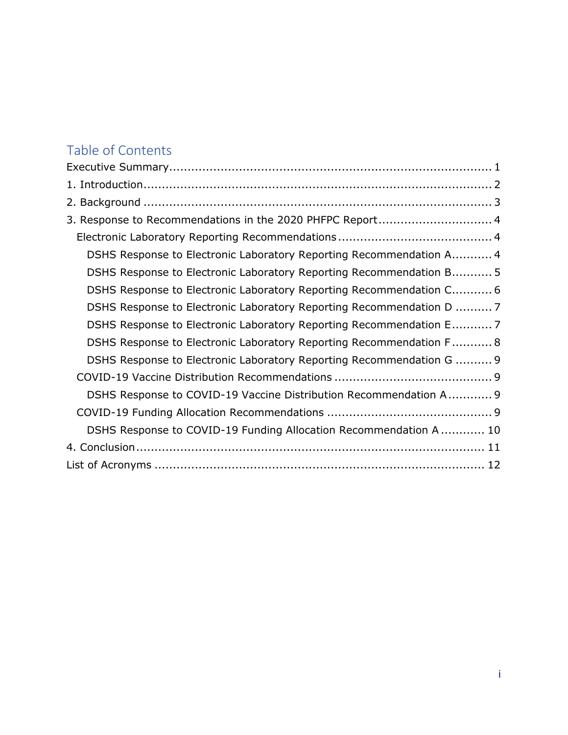## Table of Contents

- Executive Summary ..... 1
- 1. Introduction ..... 2
- 2. Background ..... 3
- 3. Response to Recommendations in the 2020 PHFPC Report ..... 4
  - Electronic Laboratory Reporting Recommendations ..... 4
    - DSHS Response to Electronic Laboratory Reporting Recommendation A ..... 4
    - DSHS Response to Electronic Laboratory Reporting Recommendation B ..... 5
    - DSHS Response to Electronic Laboratory Reporting Recommendation C ..... 6
    - DSHS Response to Electronic Laboratory Reporting Recommendation D ..... 7
    - DSHS Response to Electronic Laboratory Reporting Recommendation E ..... 7
    - DSHS Response to Electronic Laboratory Reporting Recommendation F ..... 8
    - DSHS Response to Electronic Laboratory Reporting Recommendation G ..... 9
  - COVID-19 Vaccine Distribution Recommendations ..... 9
    - DSHS Response to COVID-19 Vaccine Distribution Recommendation A ..... 9
  - COVID-19 Funding Allocation Recommendations ..... 9
    - DSHS Response to COVID-19 Funding Allocation Recommendation A ..... 10
- 4. Conclusion ..... 11
- List of Acronyms ..... 12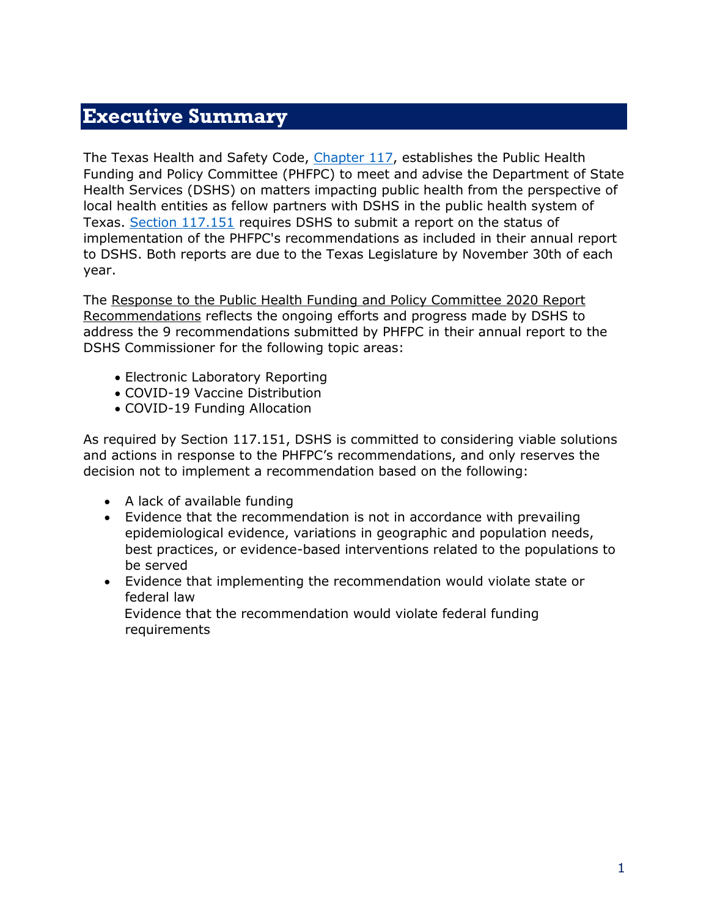# Executive Summary

The Texas Health and Safety Code, [Chapter 117](), establishes the Public Health Funding and Policy Committee (PHFPC) to meet and advise the Department of State Health Services (DSHS) on matters impacting public health from the perspective of local health entities as fellow partners with DSHS in the public health system of Texas. [Section 117.151]() requires DSHS to submit a report on the status of implementation of the PHFPC's recommendations as included in their annual report to DSHS. Both reports are due to the Texas Legislature by November 30th of each year.

The Response to the Public Health Funding and Policy Committee 2020 Report Recommendations reflects the ongoing efforts and progress made by DSHS to address the 9 recommendations submitted by PHFPC in their annual report to the DSHS Commissioner for the following topic areas:

- Electronic Laboratory Reporting
- COVID-19 Vaccine Distribution
- COVID-19 Funding Allocation

As required by Section 117.151, DSHS is committed to considering viable solutions and actions in response to the PHFPC's recommendations, and only reserves the decision not to implement a recommendation based on the following:

- A lack of available funding
- Evidence that the recommendation is not in accordance with prevailing epidemiological evidence, variations in geographic and population needs, best practices, or evidence-based interventions related to the populations to be served
- Evidence that implementing the recommendation would violate state or federal law
- Evidence that the recommendation would violate federal funding requirements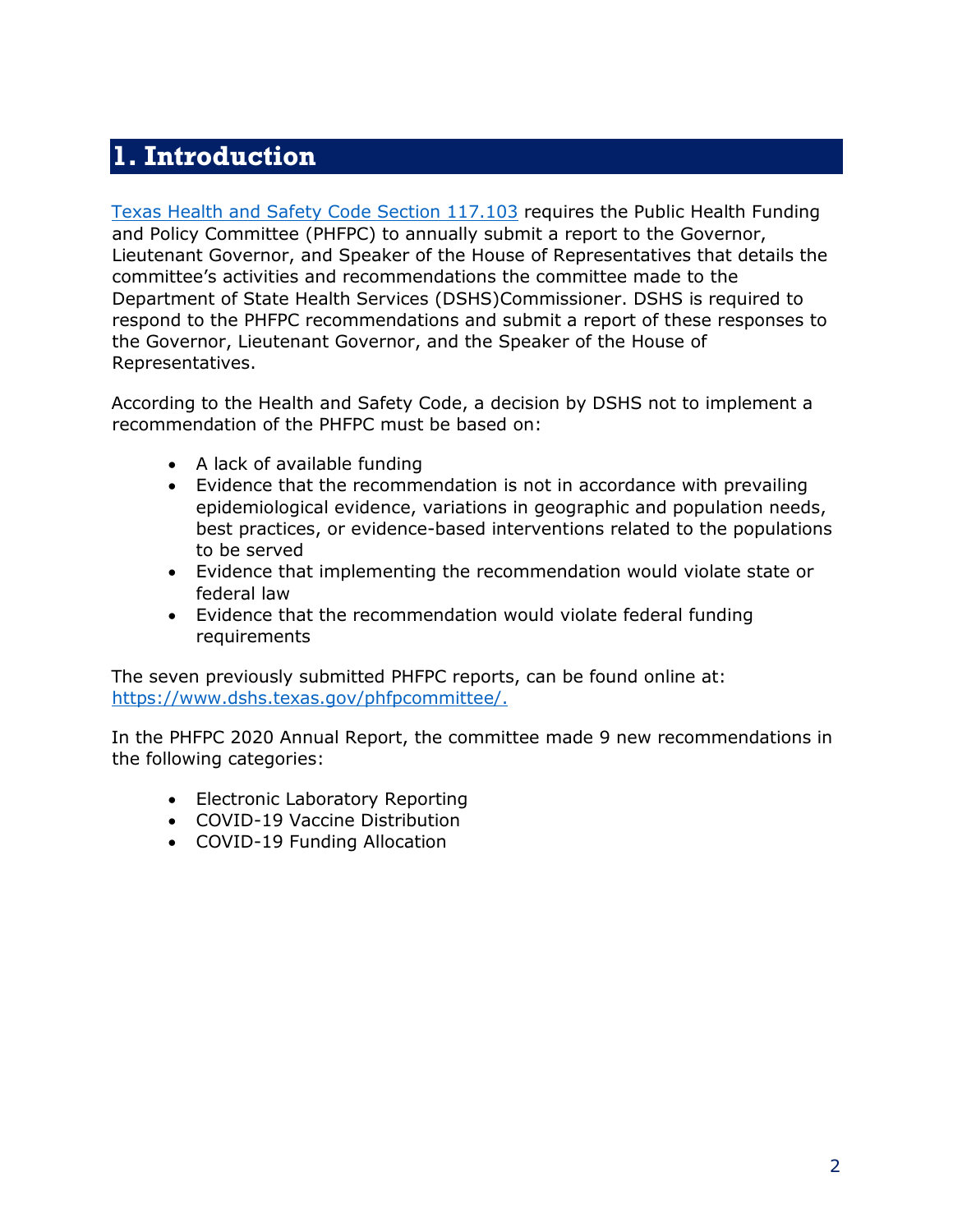# 1. Introduction

[Texas Health and Safety Code Section 117.103](https://statutes.capitol.texas.gov/) requires the Public Health Funding and Policy Committee (PHFPC) to annually submit a report to the Governor, Lieutenant Governor, and Speaker of the House of Representatives that details the committee's activities and recommendations the committee made to the Department of State Health Services (DSHS)Commissioner. DSHS is required to respond to the PHFPC recommendations and submit a report of these responses to the Governor, Lieutenant Governor, and the Speaker of the House of Representatives.

According to the Health and Safety Code, a decision by DSHS not to implement a recommendation of the PHFPC must be based on:

- A lack of available funding
- Evidence that the recommendation is not in accordance with prevailing epidemiological evidence, variations in geographic and population needs, best practices, or evidence-based interventions related to the populations to be served
- Evidence that implementing the recommendation would violate state or federal law
- Evidence that the recommendation would violate federal funding requirements

The seven previously submitted PHFPC reports, can be found online at: [https://www.dshs.texas.gov/phfpcommittee/.](https://www.dshs.texas.gov/phfpcommittee/)

In the PHFPC 2020 Annual Report, the committee made 9 new recommendations in the following categories:

- Electronic Laboratory Reporting
- COVID-19 Vaccine Distribution
- COVID-19 Funding Allocation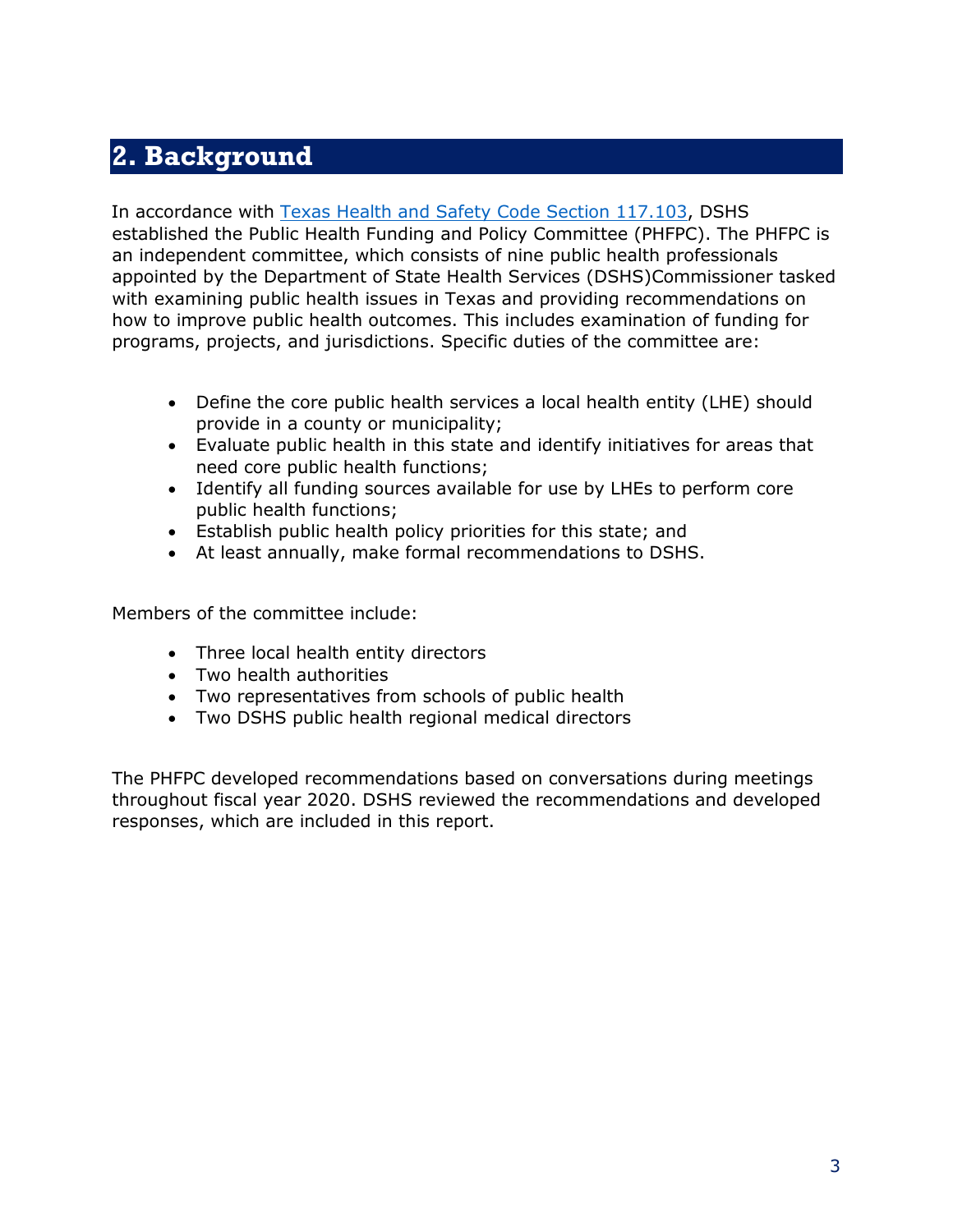## 2. Background

In accordance with [Texas Health and Safety Code Section 117.103](), DSHS established the Public Health Funding and Policy Committee (PHFPC). The PHFPC is an independent committee, which consists of nine public health professionals appointed by the Department of State Health Services (DSHS)Commissioner tasked with examining public health issues in Texas and providing recommendations on how to improve public health outcomes. This includes examination of funding for programs, projects, and jurisdictions. Specific duties of the committee are:

- Define the core public health services a local health entity (LHE) should provide in a county or municipality;
- Evaluate public health in this state and identify initiatives for areas that need core public health functions;
- Identify all funding sources available for use by LHEs to perform core public health functions;
- Establish public health policy priorities for this state; and
- At least annually, make formal recommendations to DSHS.

Members of the committee include:

- Three local health entity directors
- Two health authorities
- Two representatives from schools of public health
- Two DSHS public health regional medical directors

The PHFPC developed recommendations based on conversations during meetings throughout fiscal year 2020. DSHS reviewed the recommendations and developed responses, which are included in this report.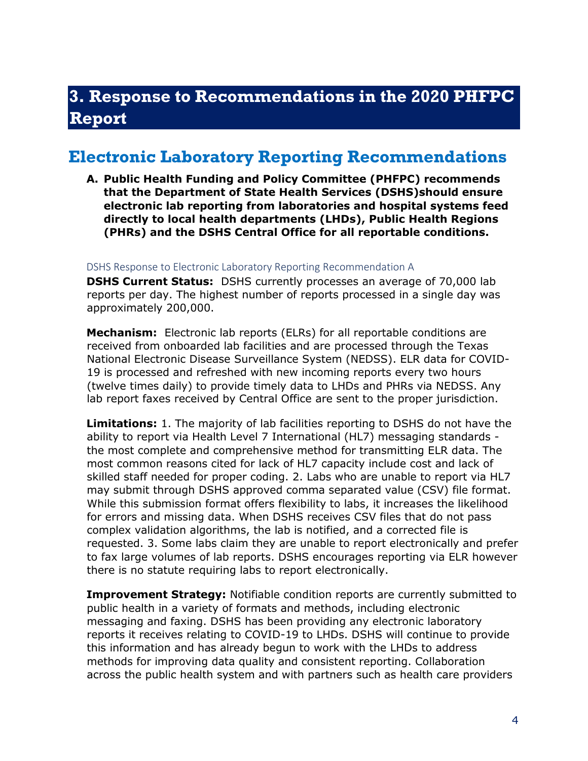# 3. Response to Recommendations in the 2020 PHFPC Report

## Electronic Laboratory Reporting Recommendations

**A. Public Health Funding and Policy Committee (PHFPC) recommends that the Department of State Health Services (DSHS)should ensure electronic lab reporting from laboratories and hospital systems feed directly to local health departments (LHDs), Public Health Regions (PHRs) and the DSHS Central Office for all reportable conditions.**

#### DSHS Response to Electronic Laboratory Reporting Recommendation A

**DSHS Current Status:** DSHS currently processes an average of 70,000 lab reports per day. The highest number of reports processed in a single day was approximately 200,000.

**Mechanism:** Electronic lab reports (ELRs) for all reportable conditions are received from onboarded lab facilities and are processed through the Texas National Electronic Disease Surveillance System (NEDSS). ELR data for COVID-19 is processed and refreshed with new incoming reports every two hours (twelve times daily) to provide timely data to LHDs and PHRs via NEDSS. Any lab report faxes received by Central Office are sent to the proper jurisdiction.

**Limitations:** 1. The majority of lab facilities reporting to DSHS do not have the ability to report via Health Level 7 International (HL7) messaging standards - the most complete and comprehensive method for transmitting ELR data. The most common reasons cited for lack of HL7 capacity include cost and lack of skilled staff needed for proper coding. 2. Labs who are unable to report via HL7 may submit through DSHS approved comma separated value (CSV) file format. While this submission format offers flexibility to labs, it increases the likelihood for errors and missing data. When DSHS receives CSV files that do not pass complex validation algorithms, the lab is notified, and a corrected file is requested. 3. Some labs claim they are unable to report electronically and prefer to fax large volumes of lab reports. DSHS encourages reporting via ELR however there is no statute requiring labs to report electronically.

**Improvement Strategy:** Notifiable condition reports are currently submitted to public health in a variety of formats and methods, including electronic messaging and faxing. DSHS has been providing any electronic laboratory reports it receives relating to COVID-19 to LHDs. DSHS will continue to provide this information and has already begun to work with the LHDs to address methods for improving data quality and consistent reporting. Collaboration across the public health system and with partners such as health care providers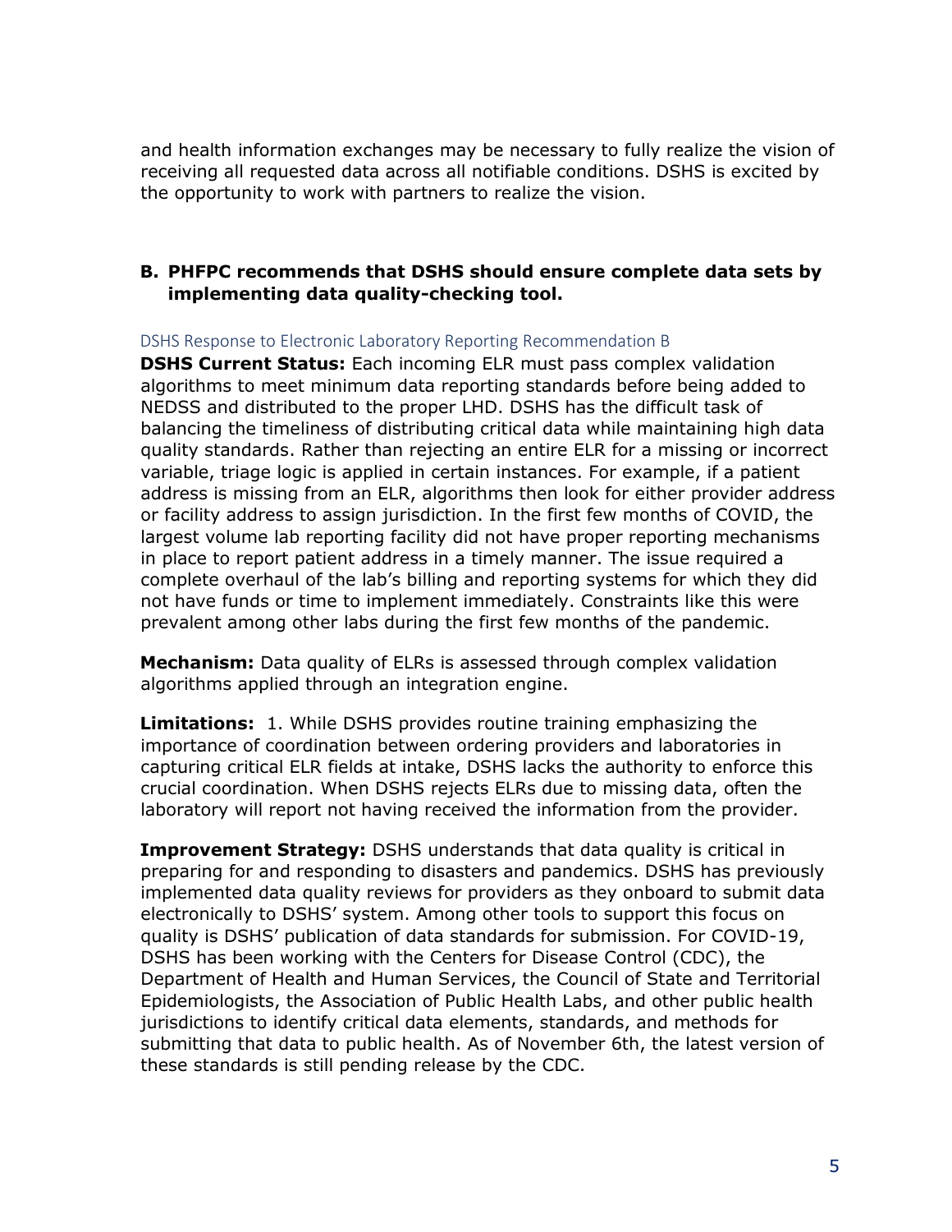and health information exchanges may be necessary to fully realize the vision of receiving all requested data across all notifiable conditions. DSHS is excited by the opportunity to work with partners to realize the vision.

### B. PHFPC recommends that DSHS should ensure complete data sets by implementing data quality-checking tool.

#### DSHS Response to Electronic Laboratory Reporting Recommendation B

**DSHS Current Status:** Each incoming ELR must pass complex validation algorithms to meet minimum data reporting standards before being added to NEDSS and distributed to the proper LHD. DSHS has the difficult task of balancing the timeliness of distributing critical data while maintaining high data quality standards. Rather than rejecting an entire ELR for a missing or incorrect variable, triage logic is applied in certain instances. For example, if a patient address is missing from an ELR, algorithms then look for either provider address or facility address to assign jurisdiction. In the first few months of COVID, the largest volume lab reporting facility did not have proper reporting mechanisms in place to report patient address in a timely manner. The issue required a complete overhaul of the lab's billing and reporting systems for which they did not have funds or time to implement immediately. Constraints like this were prevalent among other labs during the first few months of the pandemic.

**Mechanism:** Data quality of ELRs is assessed through complex validation algorithms applied through an integration engine.

**Limitations:** 1. While DSHS provides routine training emphasizing the importance of coordination between ordering providers and laboratories in capturing critical ELR fields at intake, DSHS lacks the authority to enforce this crucial coordination. When DSHS rejects ELRs due to missing data, often the laboratory will report not having received the information from the provider.

**Improvement Strategy:** DSHS understands that data quality is critical in preparing for and responding to disasters and pandemics. DSHS has previously implemented data quality reviews for providers as they onboard to submit data electronically to DSHS' system. Among other tools to support this focus on quality is DSHS' publication of data standards for submission. For COVID-19, DSHS has been working with the Centers for Disease Control (CDC), the Department of Health and Human Services, the Council of State and Territorial Epidemiologists, the Association of Public Health Labs, and other public health jurisdictions to identify critical data elements, standards, and methods for submitting that data to public health. As of November 6th, the latest version of these standards is still pending release by the CDC.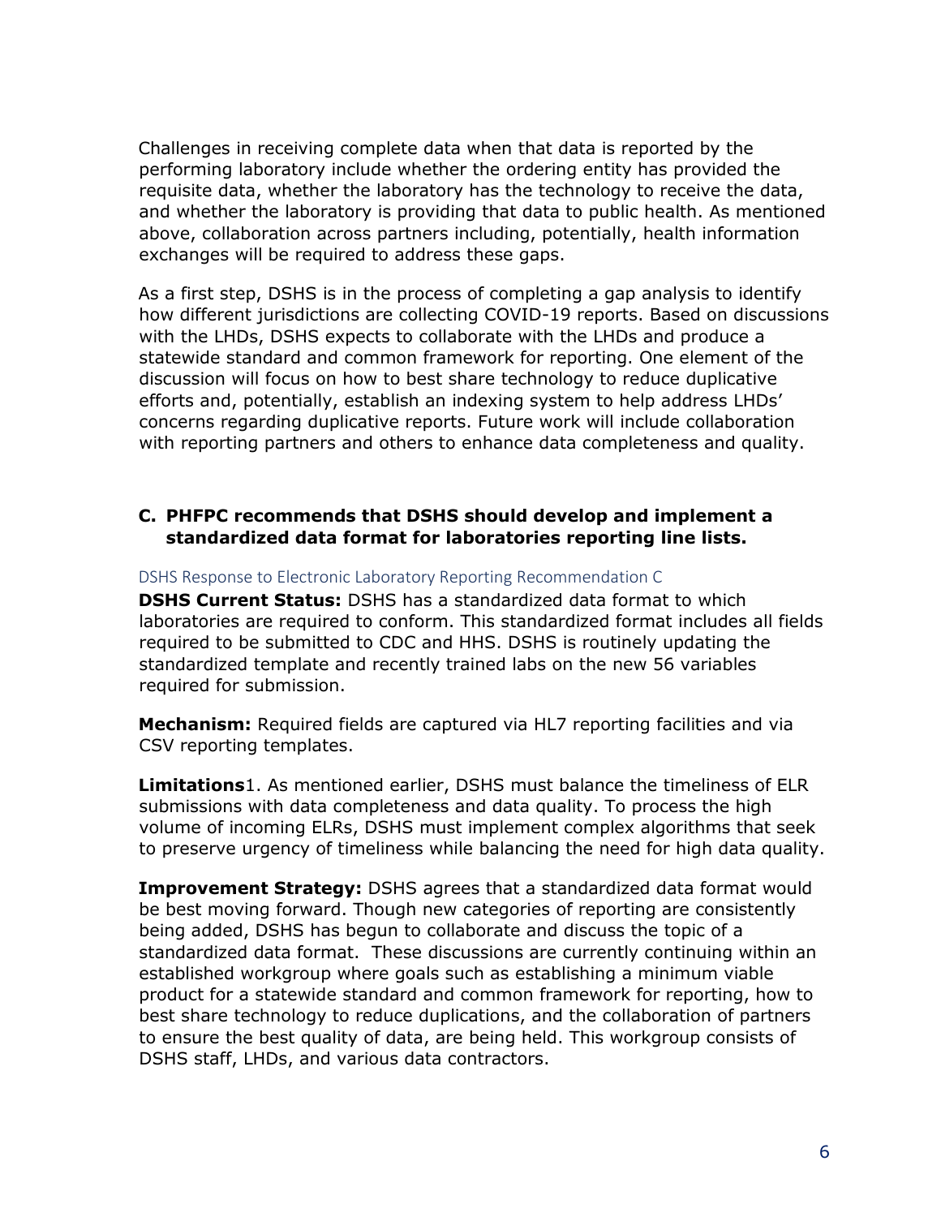Challenges in receiving complete data when that data is reported by the performing laboratory include whether the ordering entity has provided the requisite data, whether the laboratory has the technology to receive the data, and whether the laboratory is providing that data to public health. As mentioned above, collaboration across partners including, potentially, health information exchanges will be required to address these gaps.

As a first step, DSHS is in the process of completing a gap analysis to identify how different jurisdictions are collecting COVID-19 reports. Based on discussions with the LHDs, DSHS expects to collaborate with the LHDs and produce a statewide standard and common framework for reporting. One element of the discussion will focus on how to best share technology to reduce duplicative efforts and, potentially, establish an indexing system to help address LHDs' concerns regarding duplicative reports. Future work will include collaboration with reporting partners and others to enhance data completeness and quality.

### C. PHFPC recommends that DSHS should develop and implement a standardized data format for laboratories reporting line lists.

#### DSHS Response to Electronic Laboratory Reporting Recommendation C

**DSHS Current Status:** DSHS has a standardized data format to which laboratories are required to conform. This standardized format includes all fields required to be submitted to CDC and HHS. DSHS is routinely updating the standardized template and recently trained labs on the new 56 variables required for submission.

**Mechanism:** Required fields are captured via HL7 reporting facilities and via CSV reporting templates.

**Limitations**1. As mentioned earlier, DSHS must balance the timeliness of ELR submissions with data completeness and data quality. To process the high volume of incoming ELRs, DSHS must implement complex algorithms that seek to preserve urgency of timeliness while balancing the need for high data quality.

**Improvement Strategy:** DSHS agrees that a standardized data format would be best moving forward. Though new categories of reporting are consistently being added, DSHS has begun to collaborate and discuss the topic of a standardized data format. These discussions are currently continuing within an established workgroup where goals such as establishing a minimum viable product for a statewide standard and common framework for reporting, how to best share technology to reduce duplications, and the collaboration of partners to ensure the best quality of data, are being held. This workgroup consists of DSHS staff, LHDs, and various data contractors.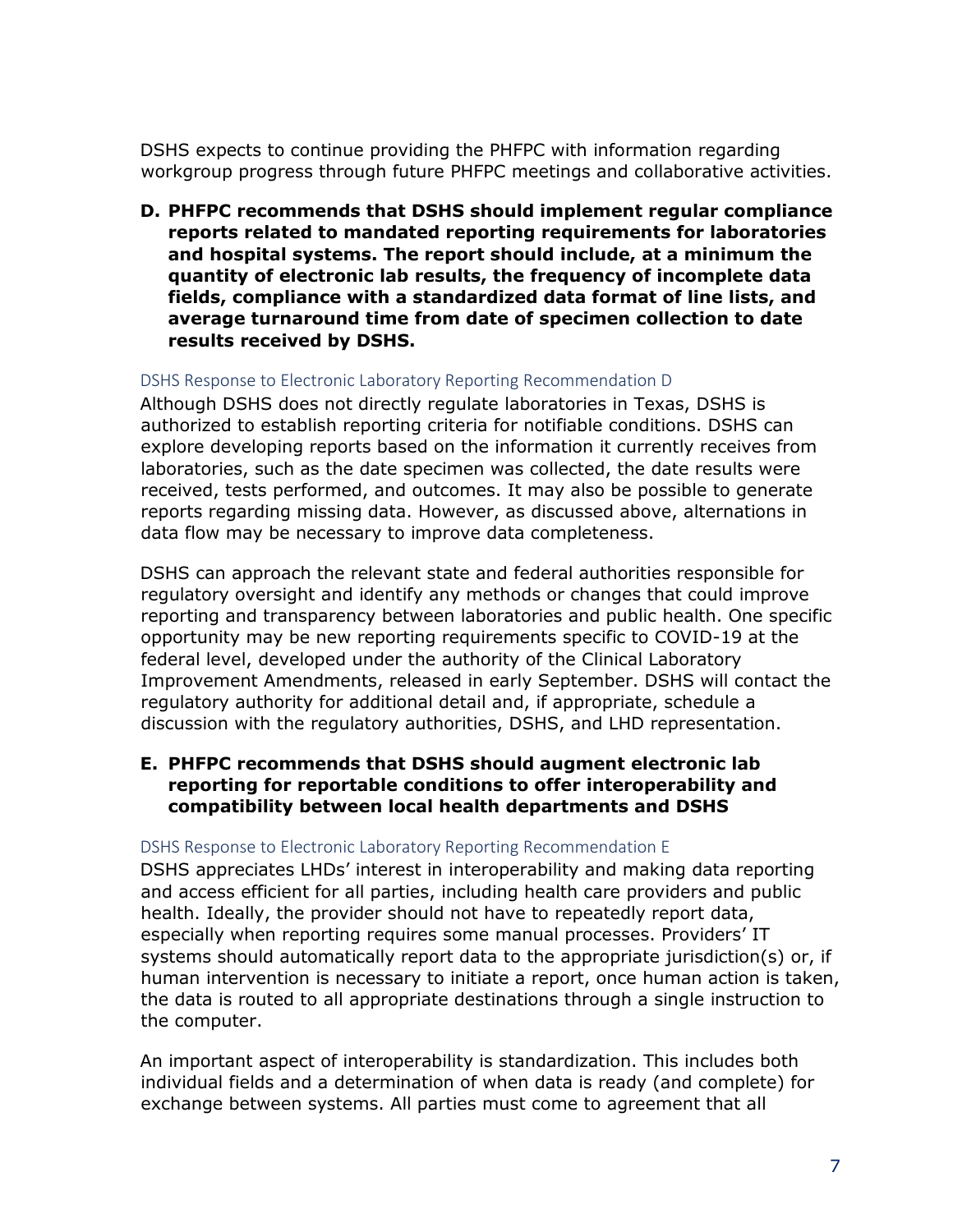DSHS expects to continue providing the PHFPC with information regarding workgroup progress through future PHFPC meetings and collaborative activities.

**D. PHFPC recommends that DSHS should implement regular compliance reports related to mandated reporting requirements for laboratories and hospital systems. The report should include, at a minimum the quantity of electronic lab results, the frequency of incomplete data fields, compliance with a standardized data format of line lists, and average turnaround time from date of specimen collection to date results received by DSHS.**

#### DSHS Response to Electronic Laboratory Reporting Recommendation D

Although DSHS does not directly regulate laboratories in Texas, DSHS is authorized to establish reporting criteria for notifiable conditions. DSHS can explore developing reports based on the information it currently receives from laboratories, such as the date specimen was collected, the date results were received, tests performed, and outcomes. It may also be possible to generate reports regarding missing data. However, as discussed above, alternations in data flow may be necessary to improve data completeness.

DSHS can approach the relevant state and federal authorities responsible for regulatory oversight and identify any methods or changes that could improve reporting and transparency between laboratories and public health. One specific opportunity may be new reporting requirements specific to COVID-19 at the federal level, developed under the authority of the Clinical Laboratory Improvement Amendments, released in early September. DSHS will contact the regulatory authority for additional detail and, if appropriate, schedule a discussion with the regulatory authorities, DSHS, and LHD representation.

**E. PHFPC recommends that DSHS should augment electronic lab reporting for reportable conditions to offer interoperability and compatibility between local health departments and DSHS**

#### DSHS Response to Electronic Laboratory Reporting Recommendation E

DSHS appreciates LHDs' interest in interoperability and making data reporting and access efficient for all parties, including health care providers and public health. Ideally, the provider should not have to repeatedly report data, especially when reporting requires some manual processes. Providers' IT systems should automatically report data to the appropriate jurisdiction(s) or, if human intervention is necessary to initiate a report, once human action is taken, the data is routed to all appropriate destinations through a single instruction to the computer.

An important aspect of interoperability is standardization. This includes both individual fields and a determination of when data is ready (and complete) for exchange between systems. All parties must come to agreement that all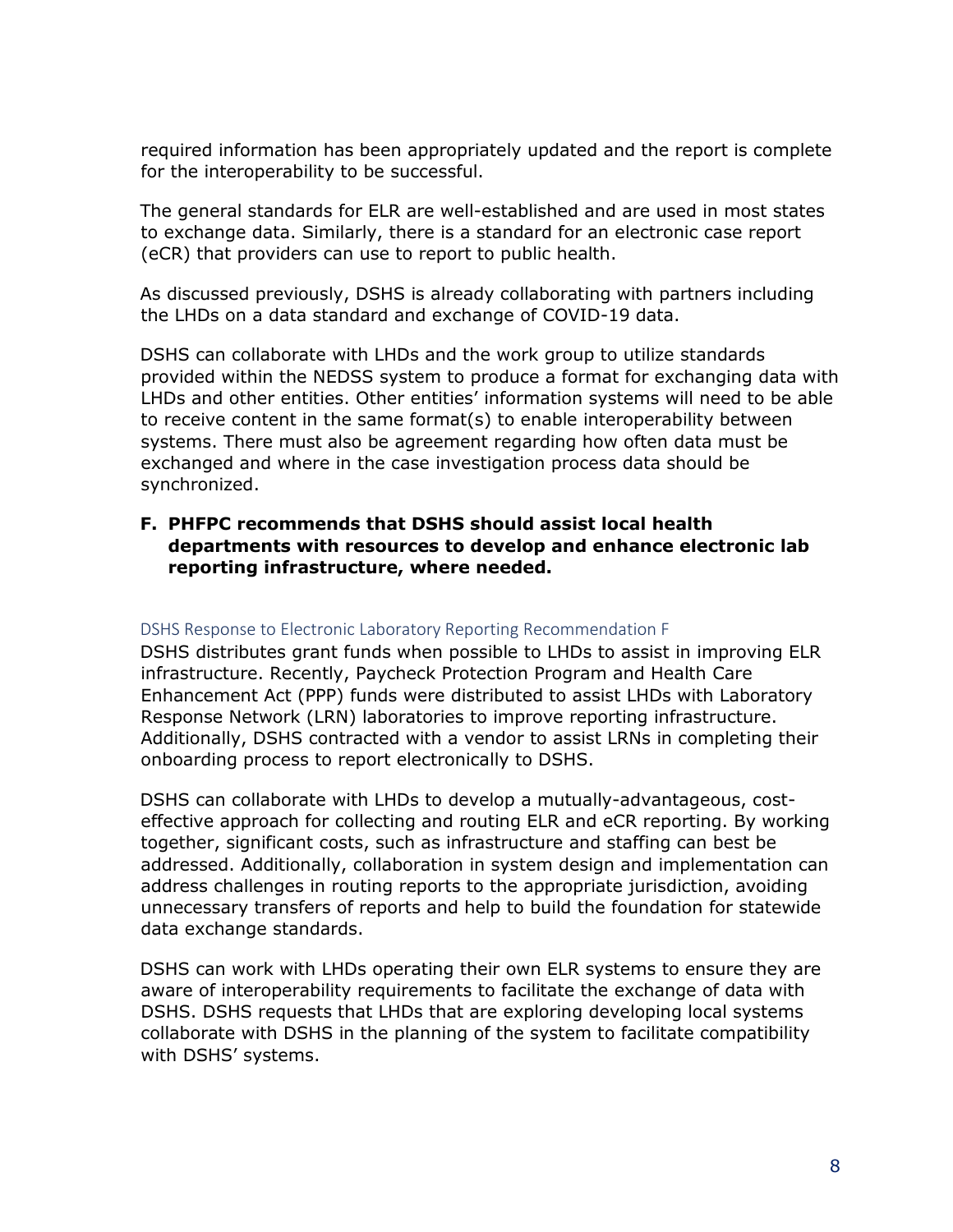required information has been appropriately updated and the report is complete for the interoperability to be successful.

The general standards for ELR are well-established and are used in most states to exchange data. Similarly, there is a standard for an electronic case report (eCR) that providers can use to report to public health.

As discussed previously, DSHS is already collaborating with partners including the LHDs on a data standard and exchange of COVID-19 data.

DSHS can collaborate with LHDs and the work group to utilize standards provided within the NEDSS system to produce a format for exchanging data with LHDs and other entities. Other entities' information systems will need to be able to receive content in the same format(s) to enable interoperability between systems. There must also be agreement regarding how often data must be exchanged and where in the case investigation process data should be synchronized.

**F. PHFPC recommends that DSHS should assist local health departments with resources to develop and enhance electronic lab reporting infrastructure, where needed.**

### DSHS Response to Electronic Laboratory Reporting Recommendation F

DSHS distributes grant funds when possible to LHDs to assist in improving ELR infrastructure. Recently, Paycheck Protection Program and Health Care Enhancement Act (PPP) funds were distributed to assist LHDs with Laboratory Response Network (LRN) laboratories to improve reporting infrastructure. Additionally, DSHS contracted with a vendor to assist LRNs in completing their onboarding process to report electronically to DSHS.

DSHS can collaborate with LHDs to develop a mutually-advantageous, cost-effective approach for collecting and routing ELR and eCR reporting. By working together, significant costs, such as infrastructure and staffing can best be addressed. Additionally, collaboration in system design and implementation can address challenges in routing reports to the appropriate jurisdiction, avoiding unnecessary transfers of reports and help to build the foundation for statewide data exchange standards.

DSHS can work with LHDs operating their own ELR systems to ensure they are aware of interoperability requirements to facilitate the exchange of data with DSHS. DSHS requests that LHDs that are exploring developing local systems collaborate with DSHS in the planning of the system to facilitate compatibility with DSHS' systems.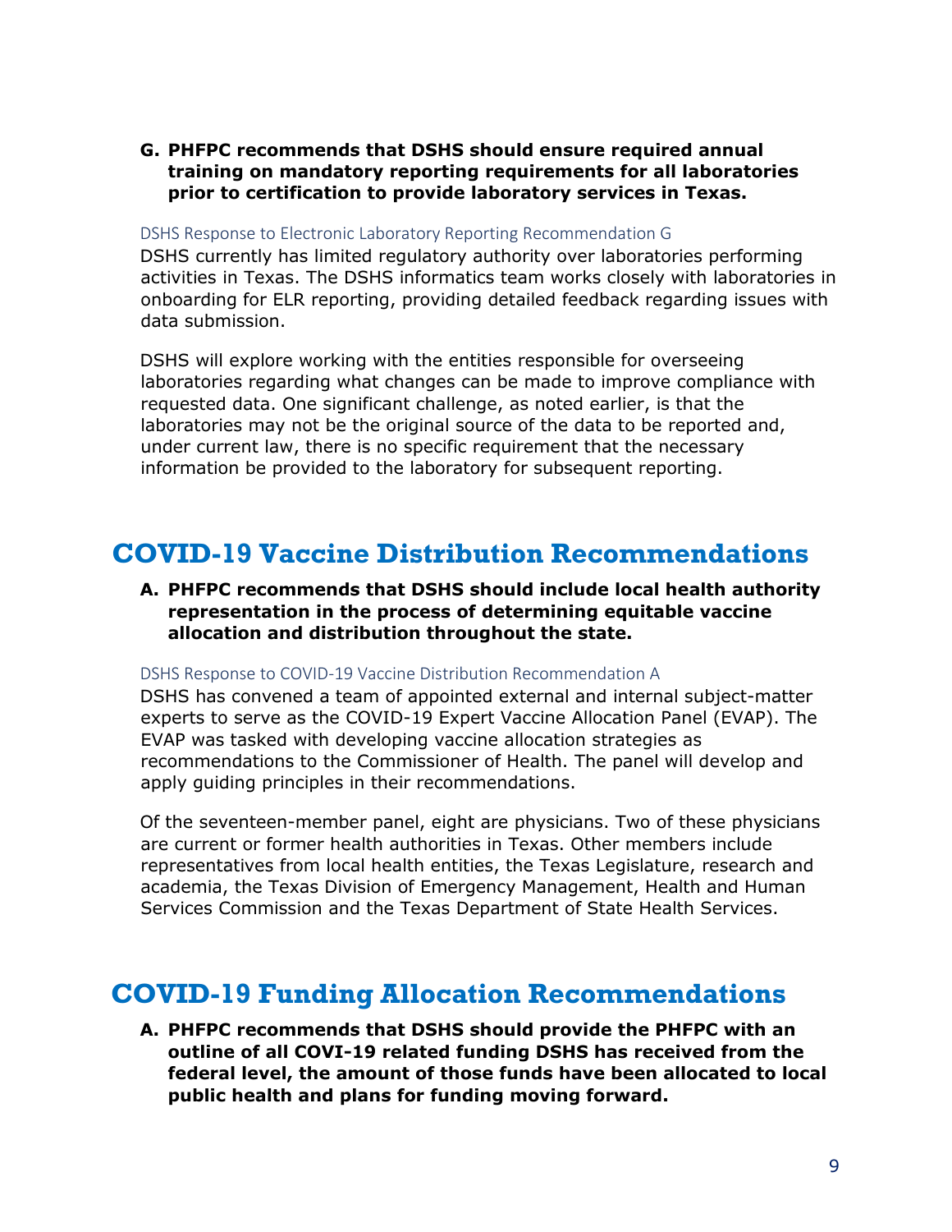**G. PHFPC recommends that DSHS should ensure required annual training on mandatory reporting requirements for all laboratories prior to certification to provide laboratory services in Texas.**

#### DSHS Response to Electronic Laboratory Reporting Recommendation G

DSHS currently has limited regulatory authority over laboratories performing activities in Texas. The DSHS informatics team works closely with laboratories in onboarding for ELR reporting, providing detailed feedback regarding issues with data submission.

DSHS will explore working with the entities responsible for overseeing laboratories regarding what changes can be made to improve compliance with requested data. One significant challenge, as noted earlier, is that the laboratories may not be the original source of the data to be reported and, under current law, there is no specific requirement that the necessary information be provided to the laboratory for subsequent reporting.

## COVID-19 Vaccine Distribution Recommendations

**A. PHFPC recommends that DSHS should include local health authority representation in the process of determining equitable vaccine allocation and distribution throughout the state.**

#### DSHS Response to COVID-19 Vaccine Distribution Recommendation A

DSHS has convened a team of appointed external and internal subject-matter experts to serve as the COVID-19 Expert Vaccine Allocation Panel (EVAP). The EVAP was tasked with developing vaccine allocation strategies as recommendations to the Commissioner of Health. The panel will develop and apply guiding principles in their recommendations.

Of the seventeen-member panel, eight are physicians. Two of these physicians are current or former health authorities in Texas. Other members include representatives from local health entities, the Texas Legislature, research and academia, the Texas Division of Emergency Management, Health and Human Services Commission and the Texas Department of State Health Services.

## COVID-19 Funding Allocation Recommendations

**A. PHFPC recommends that DSHS should provide the PHFPC with an outline of all COVI-19 related funding DSHS has received from the federal level, the amount of those funds have been allocated to local public health and plans for funding moving forward.**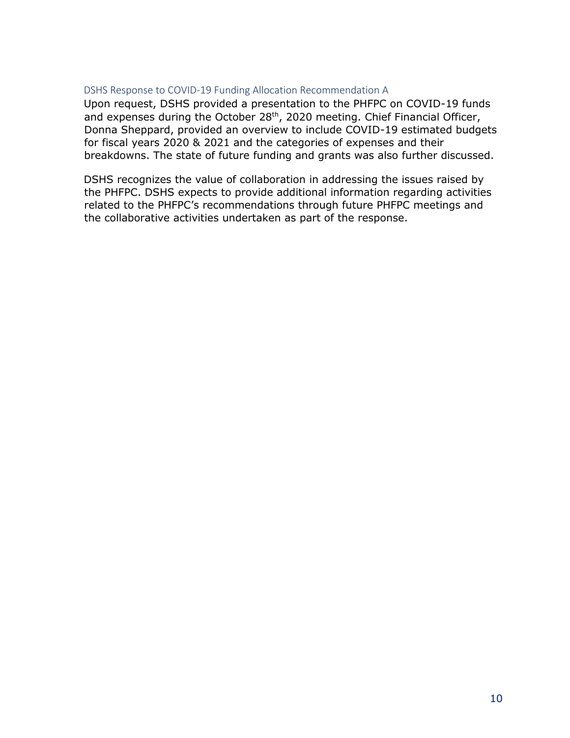### DSHS Response to COVID-19 Funding Allocation Recommendation A

Upon request, DSHS provided a presentation to the PHFPC on COVID-19 funds and expenses during the October 28th, 2020 meeting. Chief Financial Officer, Donna Sheppard, provided an overview to include COVID-19 estimated budgets for fiscal years 2020 & 2021 and the categories of expenses and their breakdowns. The state of future funding and grants was also further discussed.

DSHS recognizes the value of collaboration in addressing the issues raised by the PHFPC. DSHS expects to provide additional information regarding activities related to the PHFPC's recommendations through future PHFPC meetings and the collaborative activities undertaken as part of the response.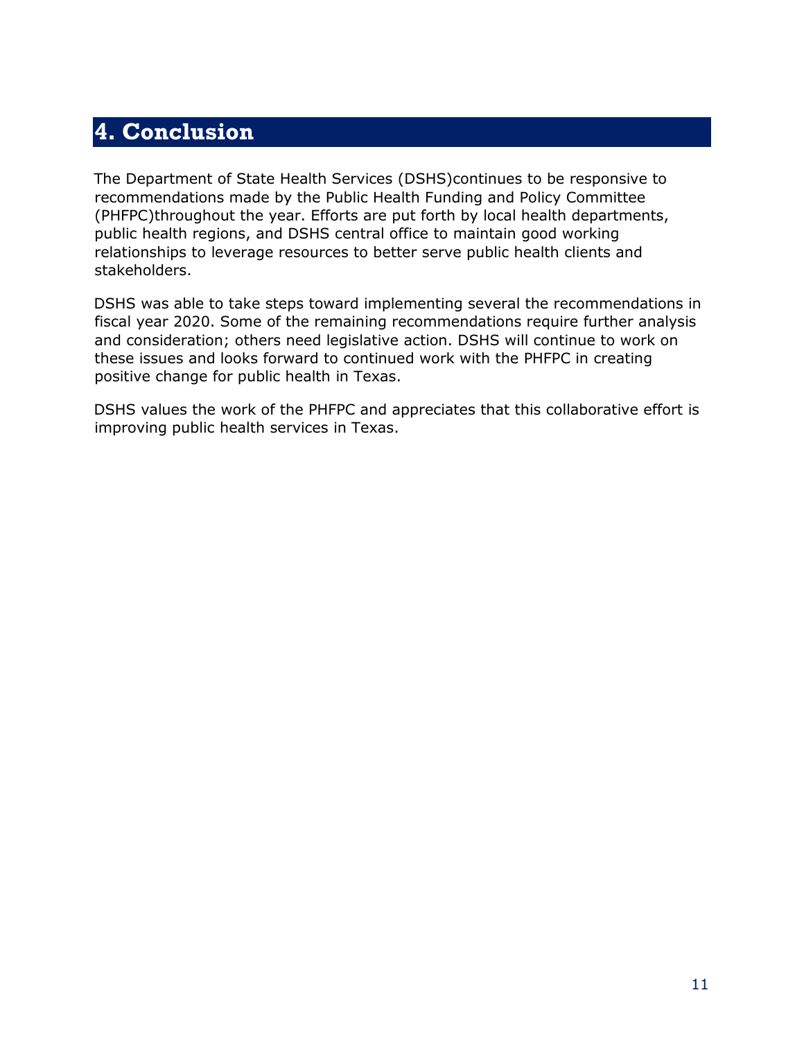# 4. Conclusion

The Department of State Health Services (DSHS)continues to be responsive to recommendations made by the Public Health Funding and Policy Committee (PHFPC)throughout the year. Efforts are put forth by local health departments, public health regions, and DSHS central office to maintain good working relationships to leverage resources to better serve public health clients and stakeholders.

DSHS was able to take steps toward implementing several the recommendations in fiscal year 2020. Some of the remaining recommendations require further analysis and consideration; others need legislative action. DSHS will continue to work on these issues and looks forward to continued work with the PHFPC in creating positive change for public health in Texas.

DSHS values the work of the PHFPC and appreciates that this collaborative effort is improving public health services in Texas.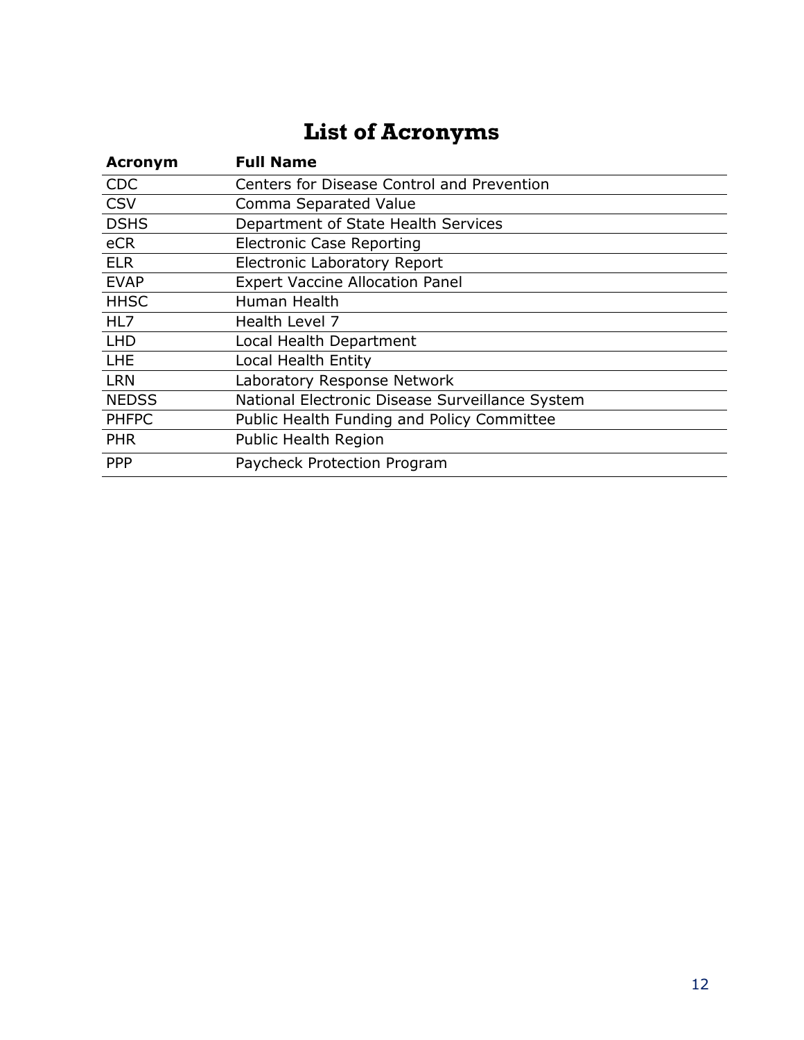# List of Acronyms

| Acronym | Full Name |
|---|---|
| CDC | Centers for Disease Control and Prevention |
| CSV | Comma Separated Value |
| DSHS | Department of State Health Services |
| eCR | Electronic Case Reporting |
| ELR | Electronic Laboratory Report |
| EVAP | Expert Vaccine Allocation Panel |
| HHSC | Human Health |
| HL7 | Health Level 7 |
| LHD | Local Health Department |
| LHE | Local Health Entity |
| LRN | Laboratory Response Network |
| NEDSS | National Electronic Disease Surveillance System |
| PHFPC | Public Health Funding and Policy Committee |
| PHR | Public Health Region |
| PPP | Paycheck Protection Program |